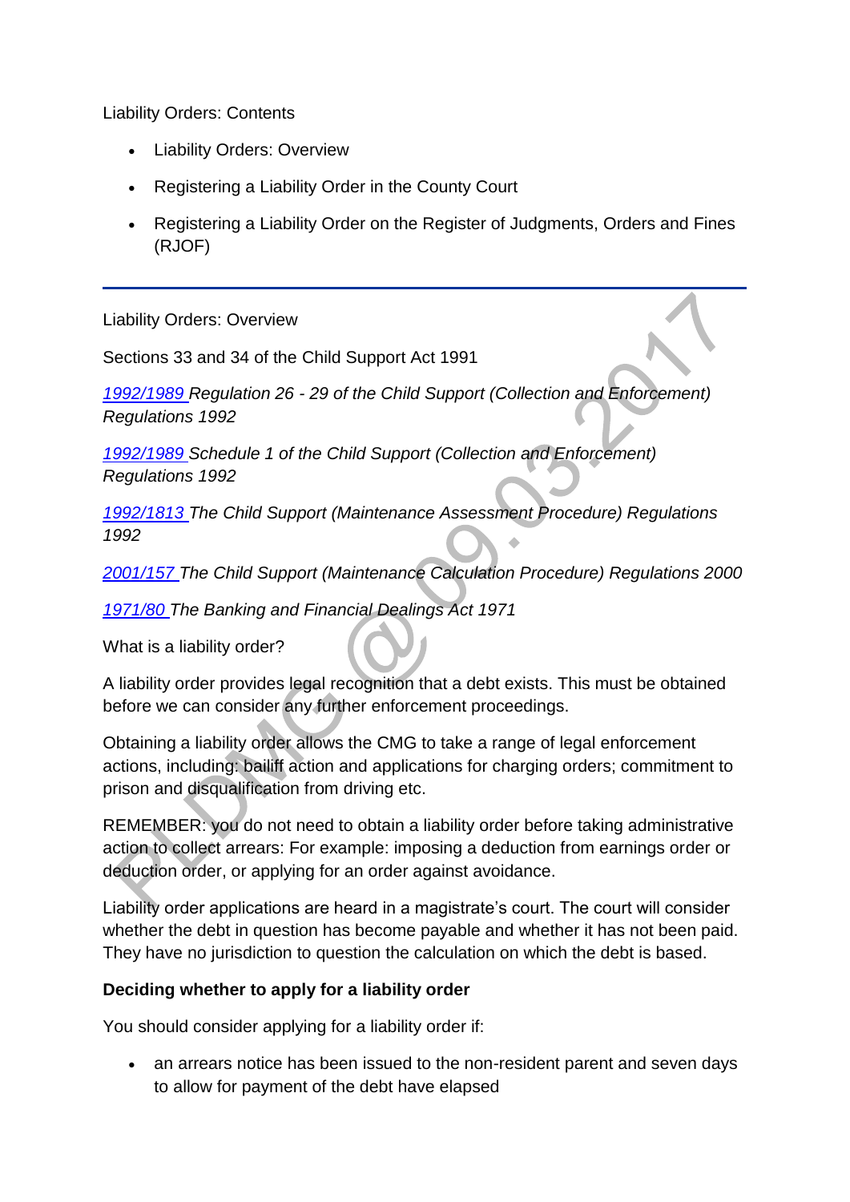Liability Orders: Contents

- Liability Orders: Overview
- Registering a Liability Order in the County Court
- Registering a Liability Order on the Register of Judgments, Orders and Fines (RJOF)

---

Liability Orders: Overview

Sections 33 and 34 of the Child Support Act 1991

*1992/1989 Regulation 26 - 29 of the Child Support (Collection and Enforcement) Regulations 1992*

*1992/1989 Schedule 1 of the Child Support (Collection and Enforcement) Regulations 1992*

*1992/1813 The Child Support (Maintenance Assessment Procedure) Regulations 1992*

*2001/157 The Child Support (Maintenance Calculation Procedure) Regulations 2000*

*1971/80 The Banking and Financial Dealings Act 1971*

What is a liability order?

A liability order provides legal recognition that a debt exists. This must be obtained before we can consider any further enforcement proceedings.

Obtaining a liability order allows the CMG to take a range of legal enforcement actions, including: bailiff action and applications for charging orders; commitment to prison and disqualification from driving etc.

REMEMBER: you do not need to obtain a liability order before taking administrative action to collect arrears: For example: imposing a deduction from earnings order or deduction order, or applying for an order against avoidance.

Liability order applications are heard in a magistrate's court. The court will consider whether the debt in question has become payable and whether it has not been paid. They have no jurisdiction to question the calculation on which the debt is based.

**Deciding whether to apply for a liability order**

You should consider applying for a liability order if:

- an arrears notice has been issued to the non-resident parent and seven days to allow for payment of the debt have elapsed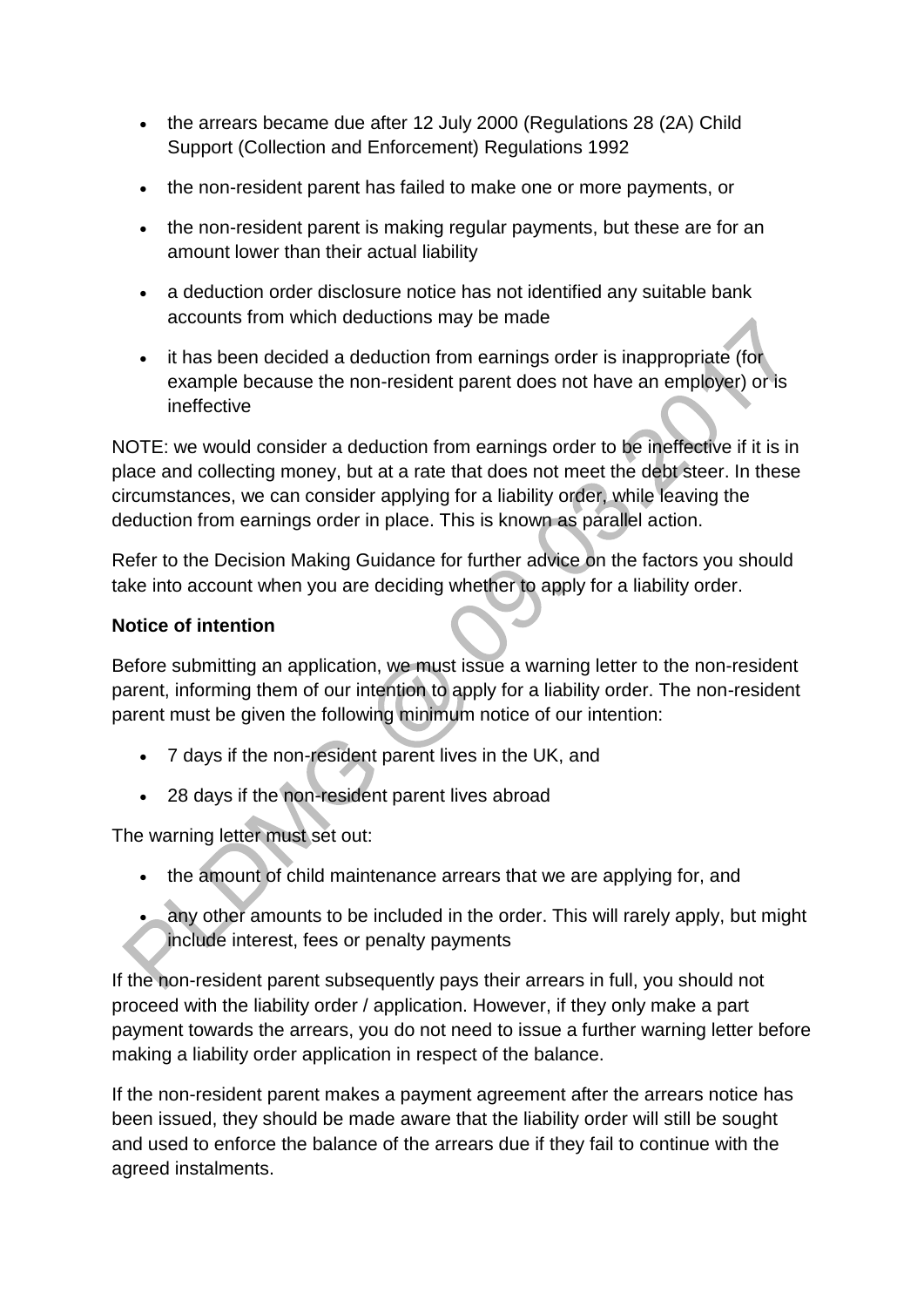- the arrears became due after 12 July 2000 (Regulations 28 (2A) Child Support (Collection and Enforcement) Regulations 1992
- the non-resident parent has failed to make one or more payments, or
- the non-resident parent is making regular payments, but these are for an amount lower than their actual liability
- a deduction order disclosure notice has not identified any suitable bank accounts from which deductions may be made
- it has been decided a deduction from earnings order is inappropriate (for example because the non-resident parent does not have an employer) or is ineffective

NOTE: we would consider a deduction from earnings order to be ineffective if it is in place and collecting money, but at a rate that does not meet the debt steer. In these circumstances, we can consider applying for a liability order, while leaving the deduction from earnings order in place. This is known as parallel action.

Refer to the Decision Making Guidance for further advice on the factors you should take into account when you are deciding whether to apply for a liability order.

**Notice of intention**

Before submitting an application, we must issue a warning letter to the non-resident parent, informing them of our intention to apply for a liability order. The non-resident parent must be given the following minimum notice of our intention:

- 7 days if the non-resident parent lives in the UK, and
- 28 days if the non-resident parent lives abroad

The warning letter must set out:

- the amount of child maintenance arrears that we are applying for, and
- any other amounts to be included in the order. This will rarely apply, but might include interest, fees or penalty payments

If the non-resident parent subsequently pays their arrears in full, you should not proceed with the liability order / application. However, if they only make a part payment towards the arrears, you do not need to issue a further warning letter before making a liability order application in respect of the balance.

If the non-resident parent makes a payment agreement after the arrears notice has been issued, they should be made aware that the liability order will still be sought and used to enforce the balance of the arrears due if they fail to continue with the agreed instalments.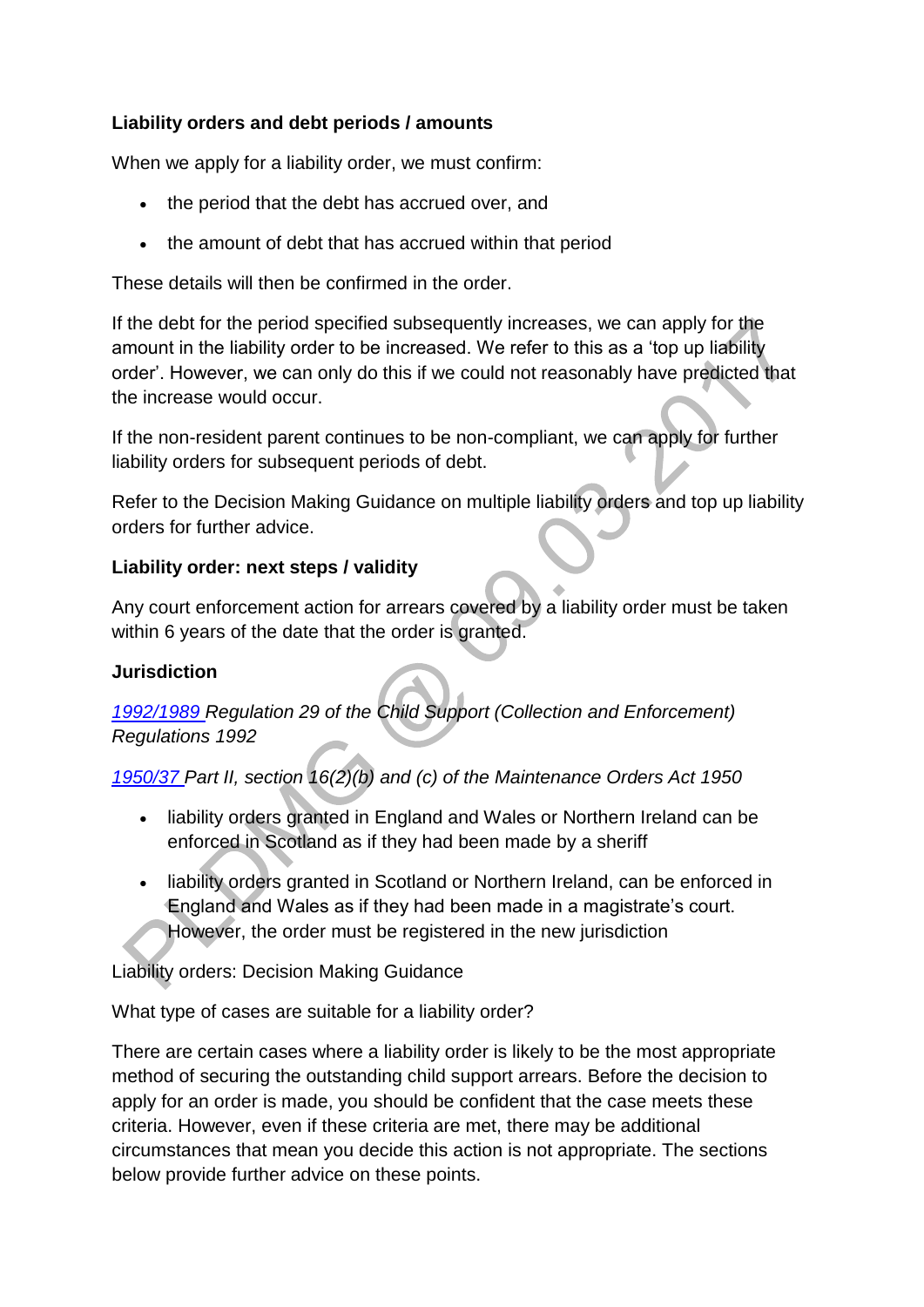**Liability orders and debt periods / amounts**

When we apply for a liability order, we must confirm:

- the period that the debt has accrued over, and
- the amount of debt that has accrued within that period

These details will then be confirmed in the order.

If the debt for the period specified subsequently increases, we can apply for the amount in the liability order to be increased. We refer to this as a 'top up liability order'. However, we can only do this if we could not reasonably have predicted that the increase would occur.

If the non-resident parent continues to be non-compliant, we can apply for further liability orders for subsequent periods of debt.

Refer to the Decision Making Guidance on multiple liability orders and top up liability orders for further advice.

**Liability order: next steps / validity**

Any court enforcement action for arrears covered by a liability order must be taken within 6 years of the date that the order is granted.

**Jurisdiction**

*1992/1989 Regulation 29 of the Child Support (Collection and Enforcement) Regulations 1992*

*1950/37 Part II, section 16(2)(b) and (c) of the Maintenance Orders Act 1950*

- liability orders granted in England and Wales or Northern Ireland can be enforced in Scotland as if they had been made by a sheriff
- liability orders granted in Scotland or Northern Ireland, can be enforced in England and Wales as if they had been made in a magistrate's court. However, the order must be registered in the new jurisdiction

Liability orders: Decision Making Guidance

What type of cases are suitable for a liability order?

There are certain cases where a liability order is likely to be the most appropriate method of securing the outstanding child support arrears. Before the decision to apply for an order is made, you should be confident that the case meets these criteria. However, even if these criteria are met, there may be additional circumstances that mean you decide this action is not appropriate. The sections below provide further advice on these points.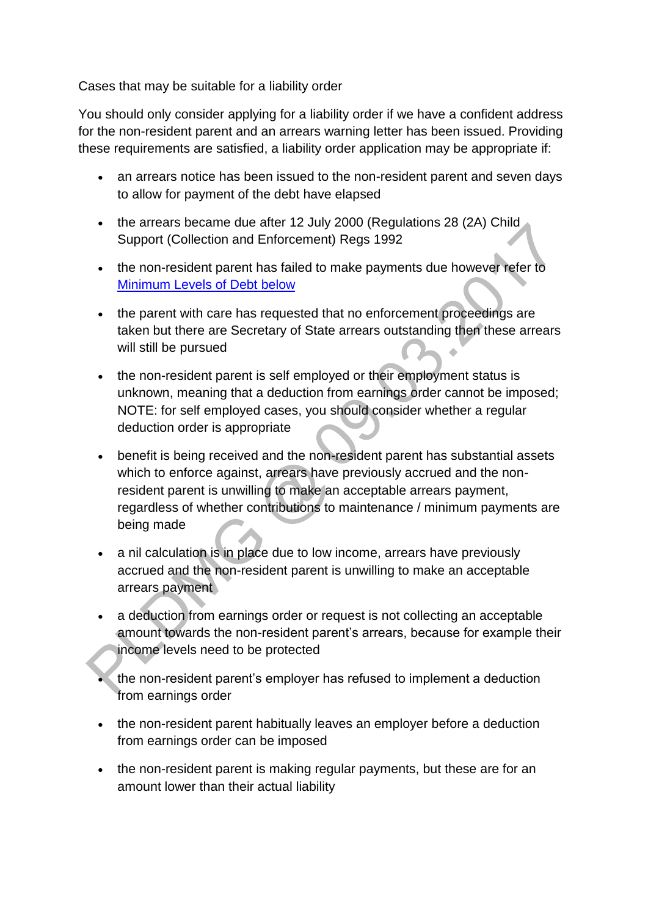Cases that may be suitable for a liability order

You should only consider applying for a liability order if we have a confident address for the non-resident parent and an arrears warning letter has been issued. Providing these requirements are satisfied, a liability order application may be appropriate if:

- an arrears notice has been issued to the non-resident parent and seven days to allow for payment of the debt have elapsed
- the arrears became due after 12 July 2000 (Regulations 28 (2A) Child Support (Collection and Enforcement) Regs 1992
- the non-resident parent has failed to make payments due however refer to [Minimum Levels of Debt below](#)
- the parent with care has requested that no enforcement proceedings are taken but there are Secretary of State arrears outstanding then these arrears will still be pursued
- the non-resident parent is self employed or their employment status is unknown, meaning that a deduction from earnings order cannot be imposed; NOTE: for self employed cases, you should consider whether a regular deduction order is appropriate
- benefit is being received and the non-resident parent has substantial assets which to enforce against, arrears have previously accrued and the non-resident parent is unwilling to make an acceptable arrears payment, regardless of whether contributions to maintenance / minimum payments are being made
- a nil calculation is in place due to low income, arrears have previously accrued and the non-resident parent is unwilling to make an acceptable arrears payment
- a deduction from earnings order or request is not collecting an acceptable amount towards the non-resident parent's arrears, because for example their income levels need to be protected
- the non-resident parent's employer has refused to implement a deduction from earnings order
- the non-resident parent habitually leaves an employer before a deduction from earnings order can be imposed
- the non-resident parent is making regular payments, but these are for an amount lower than their actual liability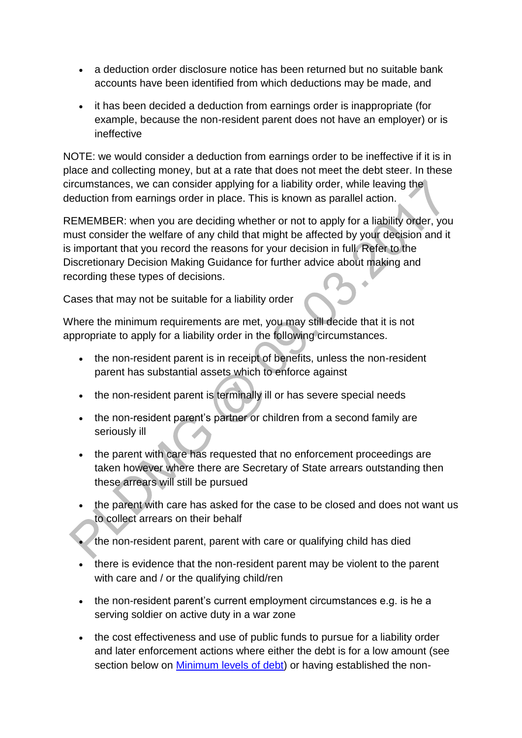- a deduction order disclosure notice has been returned but no suitable bank accounts have been identified from which deductions may be made, and
- it has been decided a deduction from earnings order is inappropriate (for example, because the non-resident parent does not have an employer) or is ineffective

NOTE: we would consider a deduction from earnings order to be ineffective if it is in place and collecting money, but at a rate that does not meet the debt steer. In these circumstances, we can consider applying for a liability order, while leaving the deduction from earnings order in place. This is known as parallel action.

REMEMBER: when you are deciding whether or not to apply for a liability order, you must consider the welfare of any child that might be affected by your decision and it is important that you record the reasons for your decision in full. Refer to the Discretionary Decision Making Guidance for further advice about making and recording these types of decisions.

Cases that may not be suitable for a liability order

Where the minimum requirements are met, you may still decide that it is not appropriate to apply for a liability order in the following circumstances.

- the non-resident parent is in receipt of benefits, unless the non-resident parent has substantial assets which to enforce against
- the non-resident parent is terminally ill or has severe special needs
- the non-resident parent's partner or children from a second family are seriously ill
- the parent with care has requested that no enforcement proceedings are taken however where there are Secretary of State arrears outstanding then these arrears will still be pursued
- the parent with care has asked for the case to be closed and does not want us to collect arrears on their behalf
- the non-resident parent, parent with care or qualifying child has died
- there is evidence that the non-resident parent may be violent to the parent with care and / or the qualifying child/ren
- the non-resident parent's current employment circumstances e.g. is he a serving soldier on active duty in a war zone
- the cost effectiveness and use of public funds to pursue for a liability order and later enforcement actions where either the debt is for a low amount (see section below on [Minimum levels of debt]) or having established the non-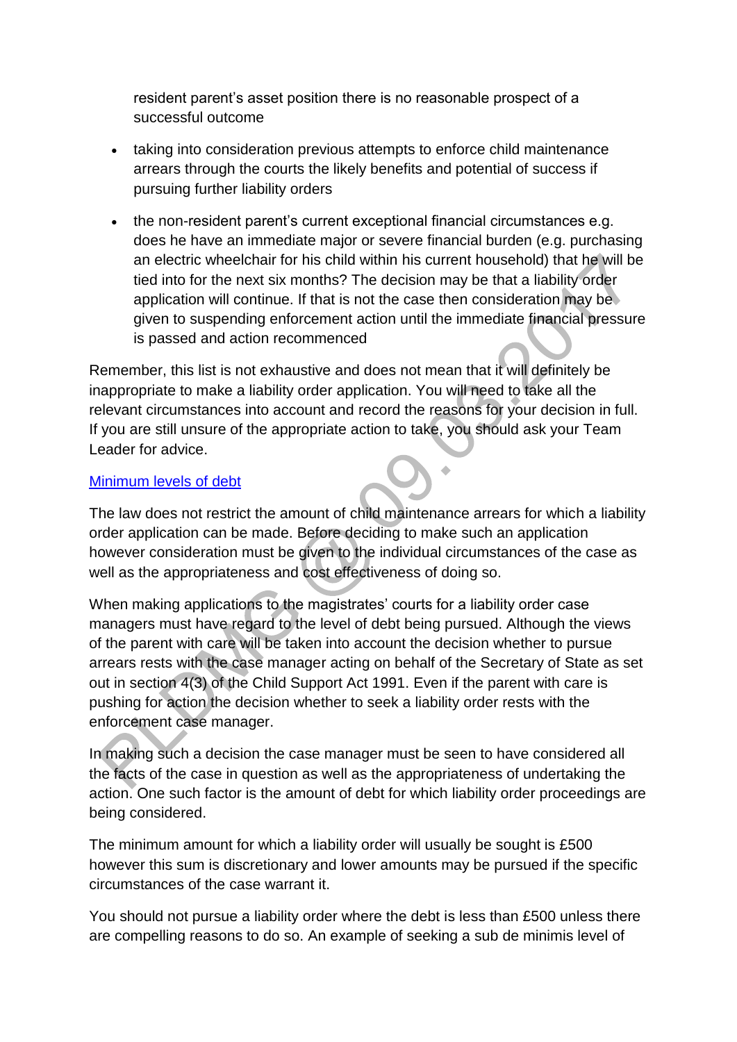resident parent's asset position there is no reasonable prospect of a successful outcome

- taking into consideration previous attempts to enforce child maintenance arrears through the courts the likely benefits and potential of success if pursuing further liability orders
- the non-resident parent's current exceptional financial circumstances e.g. does he have an immediate major or severe financial burden (e.g. purchasing an electric wheelchair for his child within his current household) that he will be tied into for the next six months? The decision may be that a liability order application will continue. If that is not the case then consideration may be given to suspending enforcement action until the immediate financial pressure is passed and action recommenced

Remember, this list is not exhaustive and does not mean that it will definitely be inappropriate to make a liability order application. You will need to take all the relevant circumstances into account and record the reasons for your decision in full. If you are still unsure of the appropriate action to take, you should ask your Team Leader for advice.

## Minimum levels of debt

The law does not restrict the amount of child maintenance arrears for which a liability order application can be made. Before deciding to make such an application however consideration must be given to the individual circumstances of the case as well as the appropriateness and cost effectiveness of doing so.

When making applications to the magistrates' courts for a liability order case managers must have regard to the level of debt being pursued. Although the views of the parent with care will be taken into account the decision whether to pursue arrears rests with the case manager acting on behalf of the Secretary of State as set out in section 4(3) of the Child Support Act 1991. Even if the parent with care is pushing for action the decision whether to seek a liability order rests with the enforcement case manager.

In making such a decision the case manager must be seen to have considered all the facts of the case in question as well as the appropriateness of undertaking the action. One such factor is the amount of debt for which liability order proceedings are being considered.

The minimum amount for which a liability order will usually be sought is £500 however this sum is discretionary and lower amounts may be pursued if the specific circumstances of the case warrant it.

You should not pursue a liability order where the debt is less than £500 unless there are compelling reasons to do so. An example of seeking a sub de minimis level of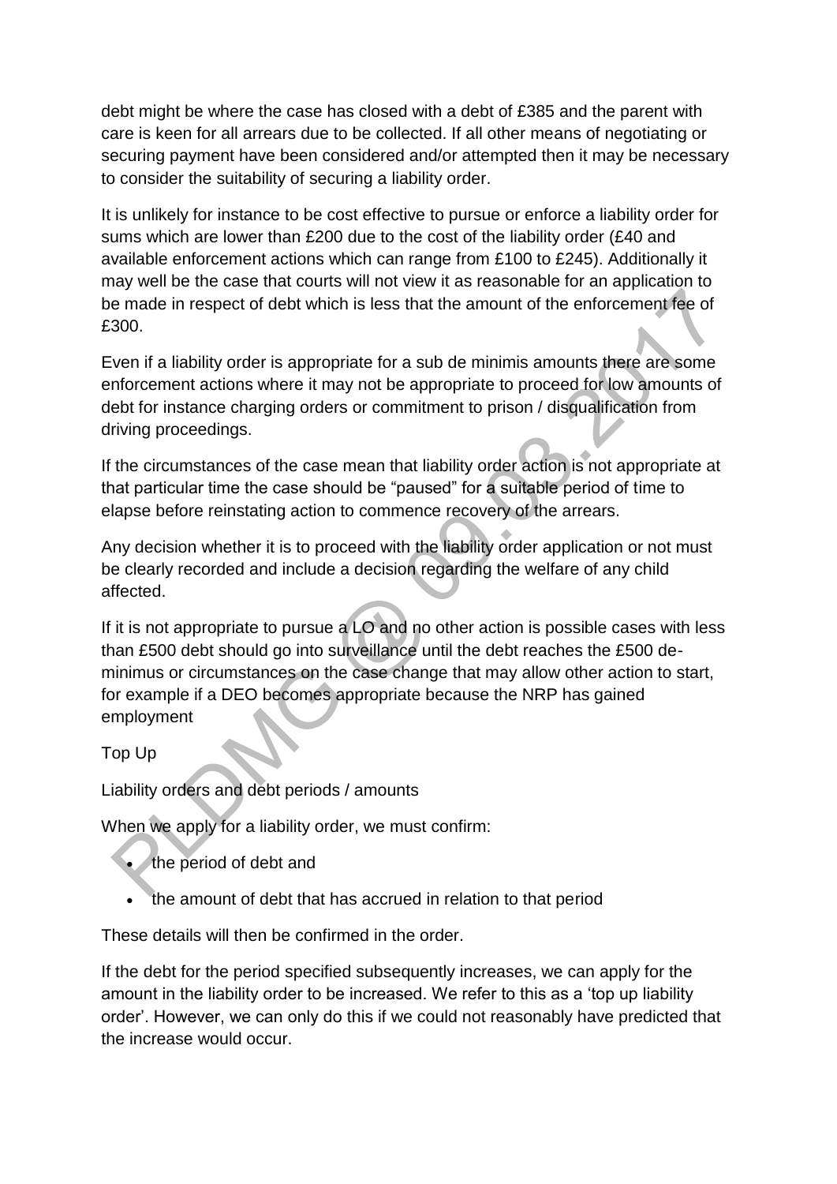debt might be where the case has closed with a debt of £385 and the parent with care is keen for all arrears due to be collected. If all other means of negotiating or securing payment have been considered and/or attempted then it may be necessary to consider the suitability of securing a liability order.

It is unlikely for instance to be cost effective to pursue or enforce a liability order for sums which are lower than £200 due to the cost of the liability order (£40 and available enforcement actions which can range from £100 to £245). Additionally it may well be the case that courts will not view it as reasonable for an application to be made in respect of debt which is less that the amount of the enforcement fee of £300.

Even if a liability order is appropriate for a sub de minimis amounts there are some enforcement actions where it may not be appropriate to proceed for low amounts of debt for instance charging orders or commitment to prison / disqualification from driving proceedings.

If the circumstances of the case mean that liability order action is not appropriate at that particular time the case should be "paused" for a suitable period of time to elapse before reinstating action to commence recovery of the arrears.

Any decision whether it is to proceed with the liability order application or not must be clearly recorded and include a decision regarding the welfare of any child affected.

If it is not appropriate to pursue a LO and no other action is possible cases with less than £500 debt should go into surveillance until the debt reaches the £500 de-minimus or circumstances on the case change that may allow other action to start, for example if a DEO becomes appropriate because the NRP has gained employment

Top Up

Liability orders and debt periods / amounts

When we apply for a liability order, we must confirm:

- the period of debt and
- the amount of debt that has accrued in relation to that period

These details will then be confirmed in the order.

If the debt for the period specified subsequently increases, we can apply for the amount in the liability order to be increased. We refer to this as a 'top up liability order'. However, we can only do this if we could not reasonably have predicted that the increase would occur.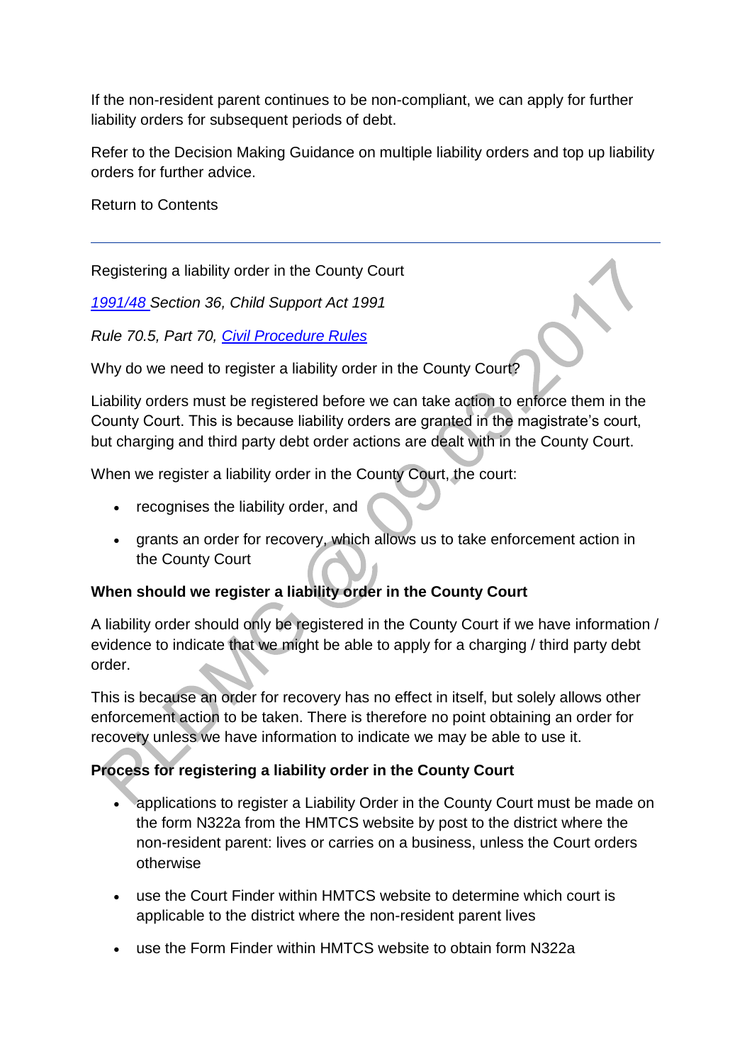If the non-resident parent continues to be non-compliant, we can apply for further liability orders for subsequent periods of debt.

Refer to the Decision Making Guidance on multiple liability orders and top up liability orders for further advice.

Return to Contents

---

Registering a liability order in the County Court

*1991/48 Section 36, Child Support Act 1991*

*Rule 70.5, Part 70, Civil Procedure Rules*

Why do we need to register a liability order in the County Court?

Liability orders must be registered before we can take action to enforce them in the County Court. This is because liability orders are granted in the magistrate's court, but charging and third party debt order actions are dealt with in the County Court.

When we register a liability order in the County Court, the court:

- recognises the liability order, and
- grants an order for recovery, which allows us to take enforcement action in the County Court

**When should we register a liability order in the County Court**

A liability order should only be registered in the County Court if we have information / evidence to indicate that we might be able to apply for a charging / third party debt order.

This is because an order for recovery has no effect in itself, but solely allows other enforcement action to be taken. There is therefore no point obtaining an order for recovery unless we have information to indicate we may be able to use it.

**Process for registering a liability order in the County Court**

- applications to register a Liability Order in the County Court must be made on the form N322a from the HMTCS website by post to the district where the non-resident parent: lives or carries on a business, unless the Court orders otherwise
- use the Court Finder within HMTCS website to determine which court is applicable to the district where the non-resident parent lives
- use the Form Finder within HMTCS website to obtain form N322a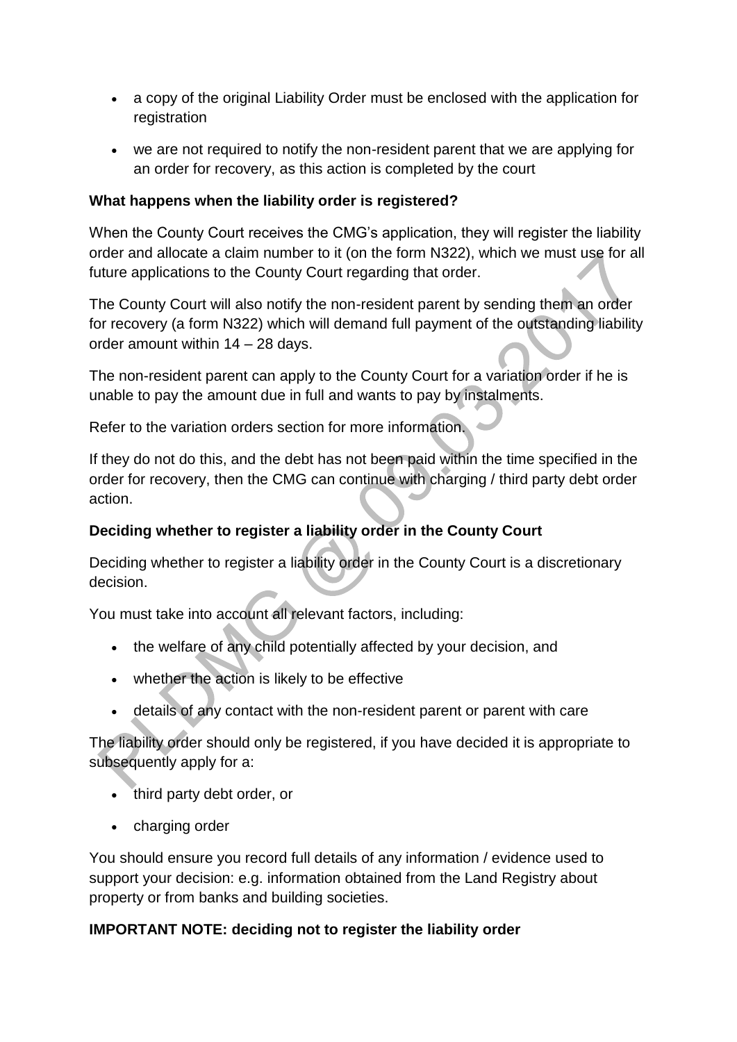- a copy of the original Liability Order must be enclosed with the application for registration
- we are not required to notify the non-resident parent that we are applying for an order for recovery, as this action is completed by the court

**What happens when the liability order is registered?**

When the County Court receives the CMG's application, they will register the liability order and allocate a claim number to it (on the form N322), which we must use for all future applications to the County Court regarding that order.

The County Court will also notify the non-resident parent by sending them an order for recovery (a form N322) which will demand full payment of the outstanding liability order amount within 14 – 28 days.

The non-resident parent can apply to the County Court for a variation order if he is unable to pay the amount due in full and wants to pay by instalments.

Refer to the variation orders section for more information.

If they do not do this, and the debt has not been paid within the time specified in the order for recovery, then the CMG can continue with charging / third party debt order action.

**Deciding whether to register a liability order in the County Court**

Deciding whether to register a liability order in the County Court is a discretionary decision.

You must take into account all relevant factors, including:

- the welfare of any child potentially affected by your decision, and
- whether the action is likely to be effective
- details of any contact with the non-resident parent or parent with care

The liability order should only be registered, if you have decided it is appropriate to subsequently apply for a:

- third party debt order, or
- charging order

You should ensure you record full details of any information / evidence used to support your decision: e.g. information obtained from the Land Registry about property or from banks and building societies.

**IMPORTANT NOTE: deciding not to register the liability order**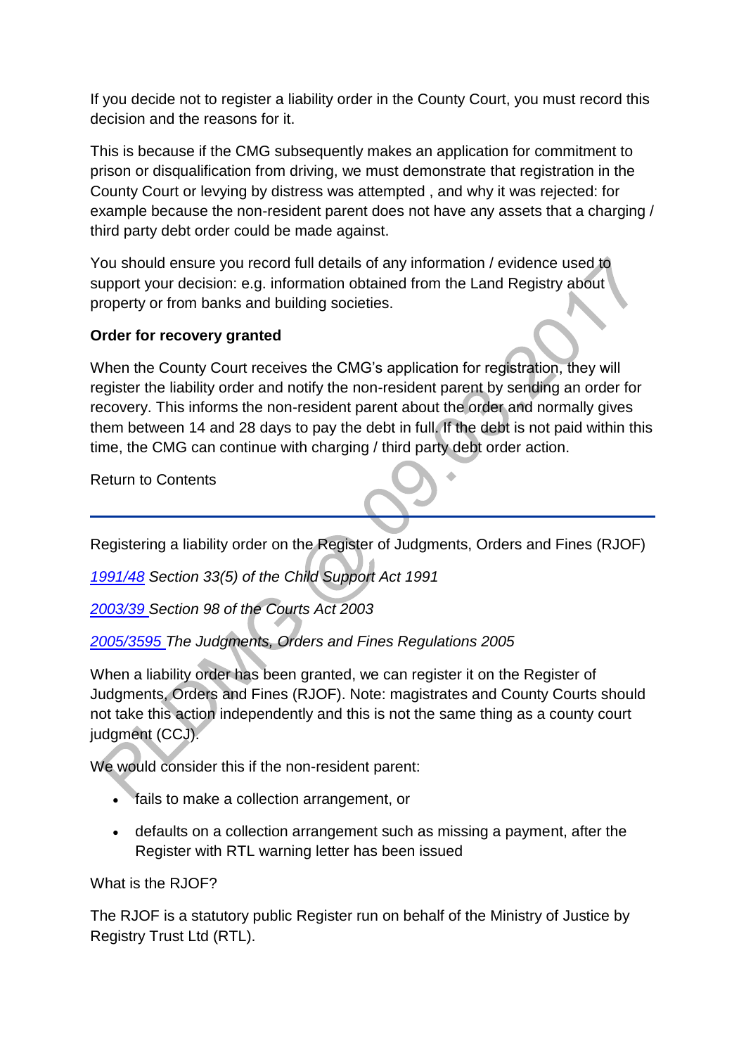If you decide not to register a liability order in the County Court, you must record this decision and the reasons for it.

This is because if the CMG subsequently makes an application for commitment to prison or disqualification from driving, we must demonstrate that registration in the County Court or levying by distress was attempted , and why it was rejected: for example because the non-resident parent does not have any assets that a charging / third party debt order could be made against.

You should ensure you record full details of any information / evidence used to support your decision: e.g. information obtained from the Land Registry about property or from banks and building societies.

**Order for recovery granted**

When the County Court receives the CMG's application for registration, they will register the liability order and notify the non-resident parent by sending an order for recovery. This informs the non-resident parent about the order and normally gives them between 14 and 28 days to pay the debt in full. If the debt is not paid within this time, the CMG can continue with charging / third party debt order action.

Return to Contents

---

Registering a liability order on the Register of Judgments, Orders and Fines (RJOF)

*1991/48 Section 33(5) of the Child Support Act 1991*

*2003/39 Section 98 of the Courts Act 2003*

*2005/3595 The Judgments, Orders and Fines Regulations 2005*

When a liability order has been granted, we can register it on the Register of Judgments, Orders and Fines (RJOF). Note: magistrates and County Courts should not take this action independently and this is not the same thing as a county court judgment (CCJ).

We would consider this if the non-resident parent:

- fails to make a collection arrangement, or
- defaults on a collection arrangement such as missing a payment, after the Register with RTL warning letter has been issued

What is the RJOF?

The RJOF is a statutory public Register run on behalf of the Ministry of Justice by Registry Trust Ltd (RTL).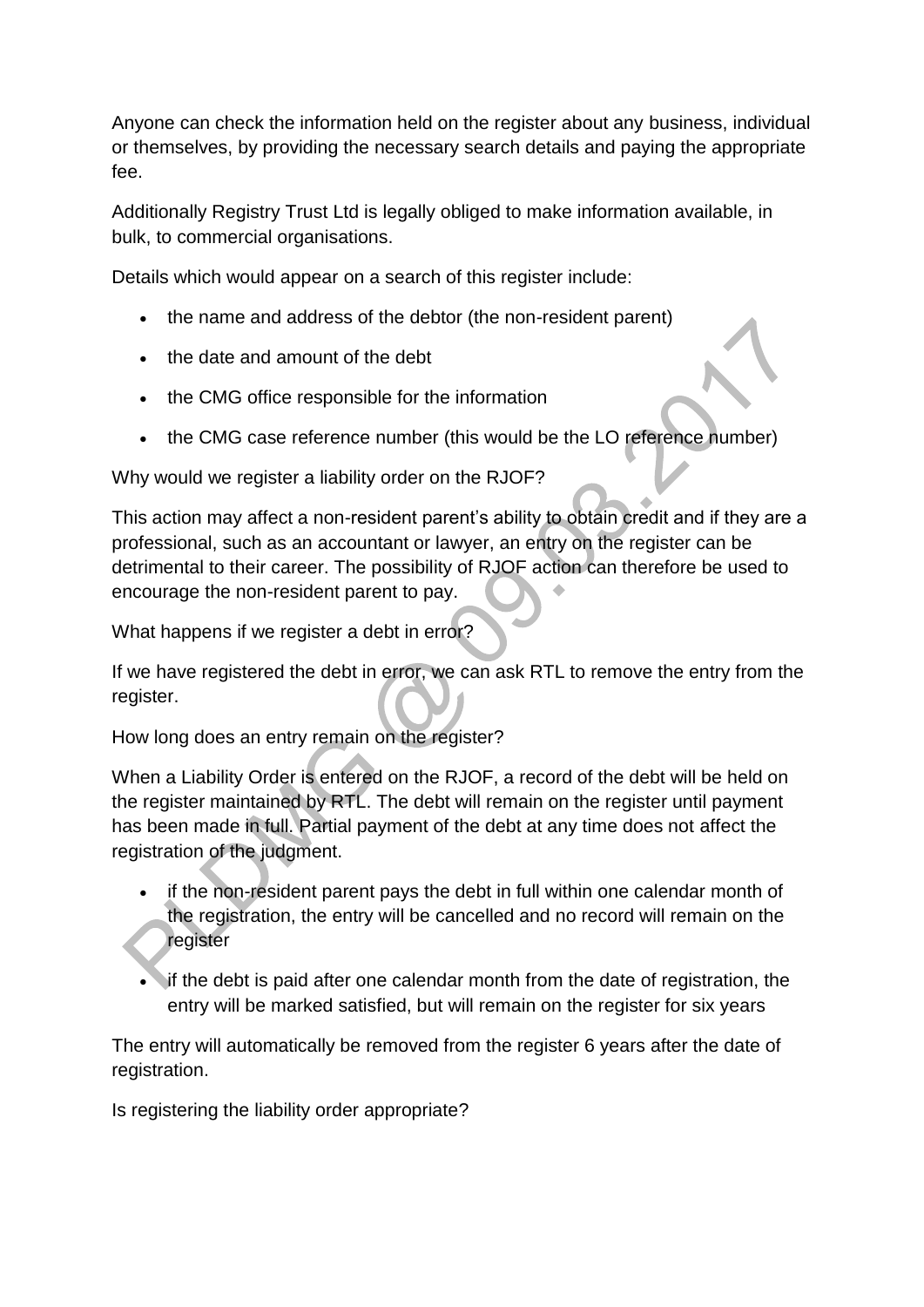Anyone can check the information held on the register about any business, individual or themselves, by providing the necessary search details and paying the appropriate fee.

Additionally Registry Trust Ltd is legally obliged to make information available, in bulk, to commercial organisations.

Details which would appear on a search of this register include:

- the name and address of the debtor (the non-resident parent)
- the date and amount of the debt
- the CMG office responsible for the information
- the CMG case reference number (this would be the LO reference number)

Why would we register a liability order on the RJOF?

This action may affect a non-resident parent's ability to obtain credit and if they are a professional, such as an accountant or lawyer, an entry on the register can be detrimental to their career. The possibility of RJOF action can therefore be used to encourage the non-resident parent to pay.

What happens if we register a debt in error?

If we have registered the debt in error, we can ask RTL to remove the entry from the register.

How long does an entry remain on the register?

When a Liability Order is entered on the RJOF, a record of the debt will be held on the register maintained by RTL. The debt will remain on the register until payment has been made in full. Partial payment of the debt at any time does not affect the registration of the judgment.

- if the non-resident parent pays the debt in full within one calendar month of the registration, the entry will be cancelled and no record will remain on the register
- if the debt is paid after one calendar month from the date of registration, the entry will be marked satisfied, but will remain on the register for six years

The entry will automatically be removed from the register 6 years after the date of registration.

Is registering the liability order appropriate?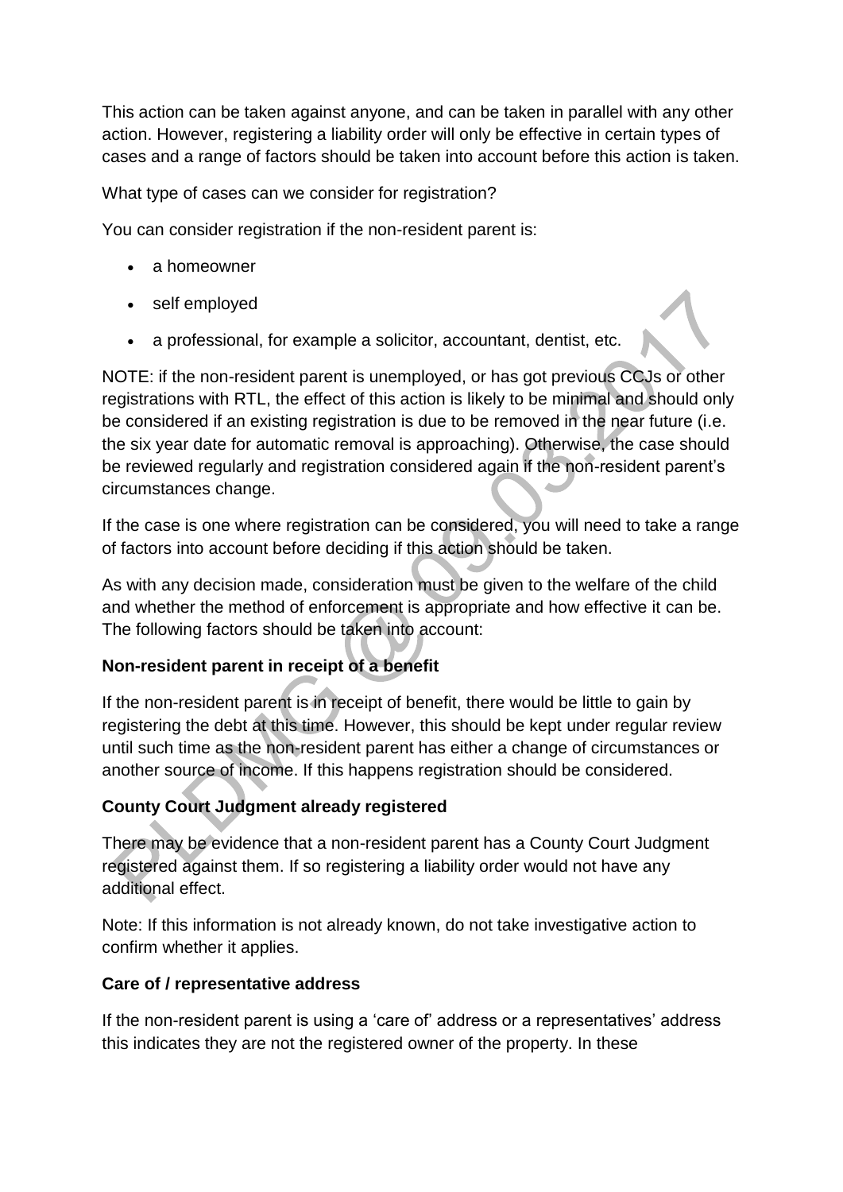This action can be taken against anyone, and can be taken in parallel with any other action. However, registering a liability order will only be effective in certain types of cases and a range of factors should be taken into account before this action is taken.

What type of cases can we consider for registration?

You can consider registration if the non-resident parent is:

- a homeowner
- self employed
- a professional, for example a solicitor, accountant, dentist, etc.

NOTE: if the non-resident parent is unemployed, or has got previous CCJs or other registrations with RTL, the effect of this action is likely to be minimal and should only be considered if an existing registration is due to be removed in the near future (i.e. the six year date for automatic removal is approaching). Otherwise, the case should be reviewed regularly and registration considered again if the non-resident parent's circumstances change.

If the case is one where registration can be considered, you will need to take a range of factors into account before deciding if this action should be taken.

As with any decision made, consideration must be given to the welfare of the child and whether the method of enforcement is appropriate and how effective it can be. The following factors should be taken into account:

**Non-resident parent in receipt of a benefit**

If the non-resident parent is in receipt of benefit, there would be little to gain by registering the debt at this time. However, this should be kept under regular review until such time as the non-resident parent has either a change of circumstances or another source of income. If this happens registration should be considered.

**County Court Judgment already registered**

There may be evidence that a non-resident parent has a County Court Judgment registered against them. If so registering a liability order would not have any additional effect.

Note: If this information is not already known, do not take investigative action to confirm whether it applies.

**Care of / representative address**

If the non-resident parent is using a 'care of' address or a representatives' address this indicates they are not the registered owner of the property. In these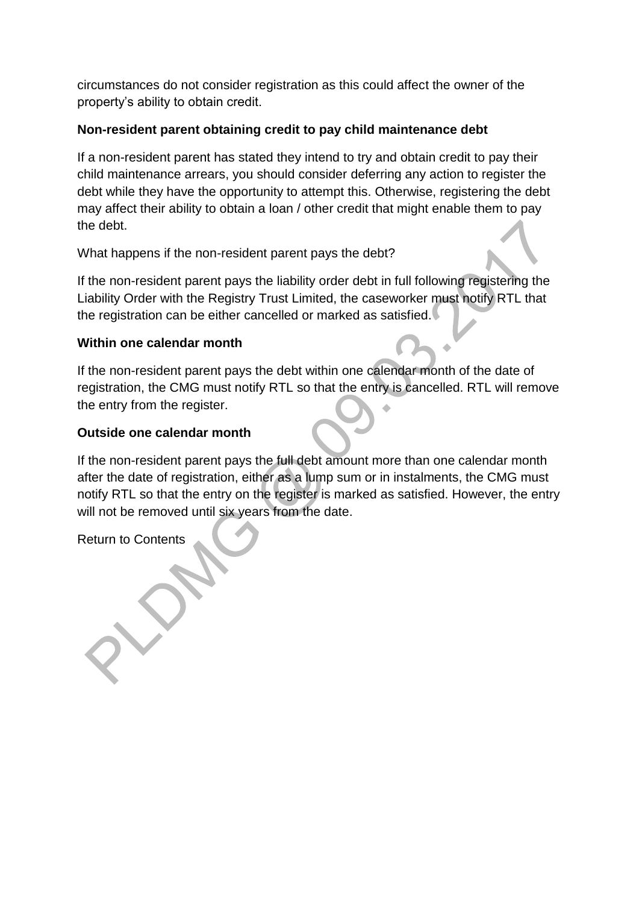circumstances do not consider registration as this could affect the owner of the property's ability to obtain credit.

**Non-resident parent obtaining credit to pay child maintenance debt**

If a non-resident parent has stated they intend to try and obtain credit to pay their child maintenance arrears, you should consider deferring any action to register the debt while they have the opportunity to attempt this. Otherwise, registering the debt may affect their ability to obtain a loan / other credit that might enable them to pay the debt.

What happens if the non-resident parent pays the debt?

If the non-resident parent pays the liability order debt in full following registering the Liability Order with the Registry Trust Limited, the caseworker must notify RTL that the registration can be either cancelled or marked as satisfied.

**Within one calendar month**

If the non-resident parent pays the debt within one calendar month of the date of registration, the CMG must notify RTL so that the entry is cancelled. RTL will remove the entry from the register.

**Outside one calendar month**

If the non-resident parent pays the full debt amount more than one calendar month after the date of registration, either as a lump sum or in instalments, the CMG must notify RTL so that the entry on the register is marked as satisfied. However, the entry will not be removed until six years from the date.

Return to Contents